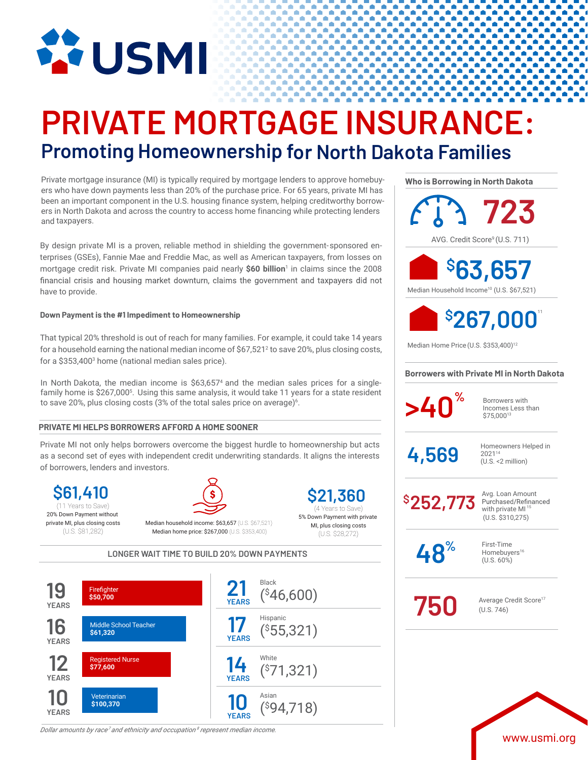# USMI

# PRIVATE MORTGAGE INSURANCE:

## Promoting Homeownership for North Dakota Families

Private mortgage insurance (MI) is typically required by mortgage lenders to approve homebuyers who have down payments less than 20% of the purchase price. For 65 years, private MI has been an important component in the U.S. housing finance system, helping creditworthy borrowers in North Dakota and across the country to access home financing while protecting lenders and taxpayers.

By design private MI is a proven, reliable method in shielding the government-sponsored enterprises (GSEs), Fannie Mae and Freddie Mac, as well as American taxpayers, from losses on mortgage credit risk. Private MI companies paid nearly **$60 billion**[1] in claims since the 2008 financial crisis and housing market downturn, claims the government and taxpayers did not have to provide.

**Down Payment is the #1 Impediment to Homeownership**

That typical 20% threshold is out of reach for many families. For example, it could take 14 years for a household earning the national median income of $67,521[2] to save 20%, plus closing costs, for a $353,400[3] home (national median sales price).

In North Dakota, the median income is $63,657[4] and the median sales prices for a single-family home is $267,000[5]. Using this same analysis, it would take 11 years for a state resident to save 20%, plus closing costs (3% of the total sales price on average)[6].

### PRIVATE MI HELPS BORROWERS AFFORD A HOME SOONER

Private MI not only helps borrowers overcome the biggest hurdle to homeownership but acts as a second set of eyes with independent credit underwriting standards. It aligns the interests of borrowers, lenders and investors.

**$61,410**
(11 Years to Save)
20% Down Payment without private MI, plus closing costs
(U.S. $81,282)

Median household income: $63,657 (U.S. $67,521)
Median home price: $267,000 (U.S. $353,400)

**$21,360**
(4 Years to Save)
5% Down Payment with private MI, plus closing costs
(U.S. $28,272)

### LONGER WAIT TIME TO BUILD 20% DOWN PAYMENTS

| Years | Occupation | Years | Race/Ethnicity |
|---|---|---|---|
| 19 YEARS | Firefighter $50,700 | 21 YEARS | Black ($46,600) |
| 16 YEARS | Middle School Teacher $61,320 | 17 YEARS | Hispanic ($55,321) |
| 12 YEARS | Registered Nurse $77,600 | 14 YEARS | White ($71,321) |
| 10 YEARS | Veterinarian $100,370 | 10 YEARS | Asian ($94,718) |

*Dollar amounts by race[7] and ethnicity and occupation[8] represent median income.*

### Who is Borrowing in North Dakota

**723** — AVG. Credit Score[9] (U.S. 711)

**$63,657** — Median Household Income[10] (U.S. $67,521)

**$267,000**[11] — Median Home Price (U.S. $353,400)[12]

### Borrowers with Private MI in North Dakota

**>40%** — Borrowers with Incomes Less than $75,000[13]

**4,569** — Homeowners Helped in 2021[14] (U.S. <2 million)

**$252,773** — Avg. Loan Amount Purchased/Refinanced with private MI[15] (U.S. $310,275)

**48%** — First-Time Homebuyers[16] (U.S. 60%)

**750** — Average Credit Score[17] (U.S. 746)

www.usmi.org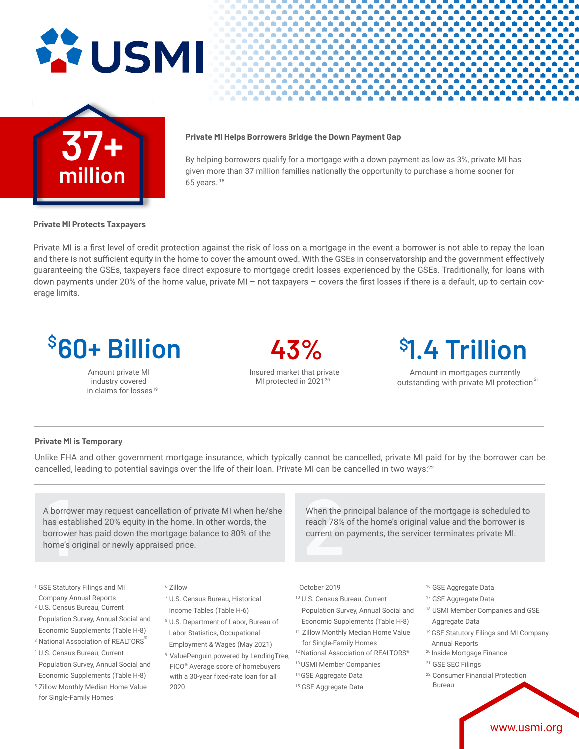# USMI

**37+ million**

### Private MI Helps Borrowers Bridge the Down Payment Gap

By helping borrowers qualify for a mortgage with a down payment as low as 3%, private MI has given more than 37 million families nationally the opportunity to purchase a home sooner for 65 years.[18]

### Private MI Protects Taxpayers

Private MI is a first level of credit protection against the risk of loss on a mortgage in the event a borrower is not able to repay the loan and there is not sufficient equity in the home to cover the amount owed. With the GSEs in conservatorship and the government effectively guaranteeing the GSEs, taxpayers face direct exposure to mortgage credit losses experienced by the GSEs. Traditionally, for loans with down payments under 20% of the home value, private MI – not taxpayers – covers the first losses if there is a default, up to certain coverage limits.

**$60+ Billion**
Amount private MI industry covered in claims for losses[19]

**43%**
Insured market that private MI protected in 2021[20]

**$1.4 Trillion**
Amount in mortgages currently outstanding with private MI protection[21]

### Private MI is Temporary

Unlike FHA and other government mortgage insurance, which typically cannot be cancelled, private MI paid for by the borrower can be cancelled, leading to potential savings over the life of their loan. Private MI can be cancelled in two ways:[22]

1. A borrower may request cancellation of private MI when he/she has established 20% equity in the home. In other words, the borrower has paid down the mortgage balance to 80% of the home's original or newly appraised price.

2. When the principal balance of the mortgage is scheduled to reach 78% of the home's original value and the borrower is current on payments, the servicer terminates private MI.

---

[1] GSE Statutory Filings and MI Company Annual Reports
[2] U.S. Census Bureau, Current Population Survey, Annual Social and Economic Supplements (Table H-8)
[3] National Association of REALTORS®
[4] U.S. Census Bureau, Current Population Survey, Annual Social and Economic Supplements (Table H-8)
[5] Zillow Monthly Median Home Value for Single-Family Homes
[6] Zillow
[7] U.S. Census Bureau, Historical Income Tables (Table H-6)
[8] U.S. Department of Labor, Bureau of Labor Statistics, Occupational Employment & Wages (May 2021)
[9] ValuePenguin powered by LendingTree, FICO® Average score of homebuyers with a 30-year fixed-rate loan for all 2020 October 2019
[10] U.S. Census Bureau, Current Population Survey, Annual Social and Economic Supplements (Table H-8)
[11] Zillow Monthly Median Home Value for Single-Family Homes
[12] National Association of REALTORS®
[13] USMI Member Companies
[14] GSE Aggregate Data
[15] GSE Aggregate Data
[16] GSE Aggregate Data
[17] GSE Aggregate Data
[18] USMI Member Companies and GSE Aggregate Data
[19] GSE Statutory Filings and MI Company Annual Reports
[20] Inside Mortgage Finance
[21] GSE SEC Filings
[22] Consumer Financial Protection Bureau

www.usmi.org